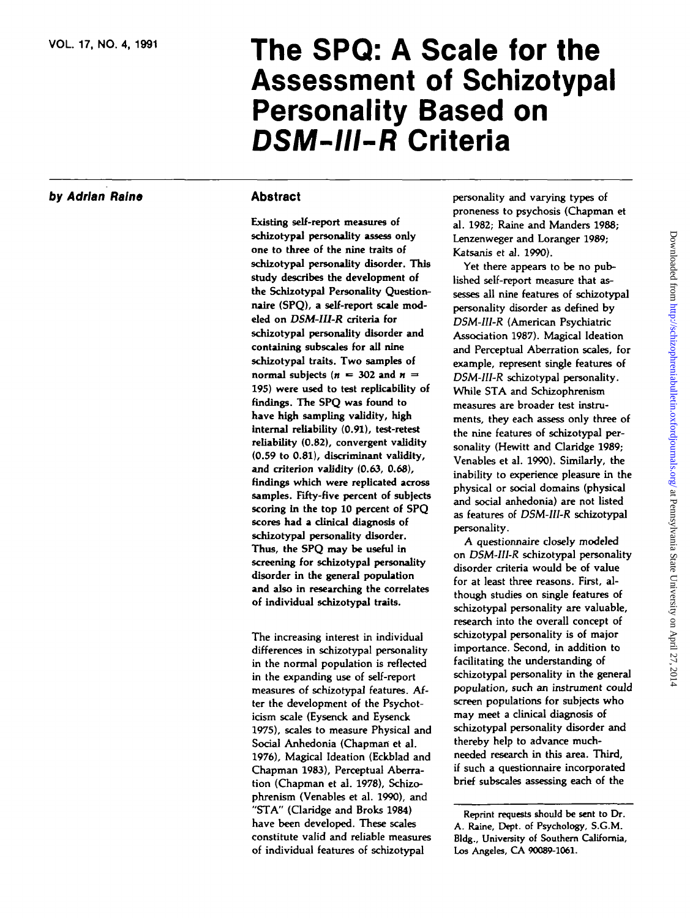# The SPQ: A Scale for the Assessment of Schizotypal Personality Based on *DSM-III-R* Criteria

**by Adrian Raine**

## Abstract

**Existing self-report measures of schizotypal personality assess only one to three of the nine traits of schizotypal personality disorder. This study describes the development of the Schizotypal Personality Questionnaire (SPQ), a self-report scale modeled on *DSM-III-R* criteria for schizotypal personality disorder and containing subscales for all nine schizotypal traits. Two samples of normal subjects ($n = 302$ and $n = 195$) were used to test replicability of findings. The SPQ was found to have high sampling validity, high internal reliability (0.91), test-retest reliability (0.82), convergent validity (0.59 to 0.81), discriminant validity, and criterion validity (0.63, 0.68), findings which were replicated across samples. Fifty-five percent of subjects scoring in the top 10 percent of SPQ scores had a clinical diagnosis of schizotypal personality disorder. Thus, the SPQ may be useful in screening for schizotypal personality disorder in the general population and also in researching the correlates of individual schizotypal traits.**

The increasing interest in individual differences in schizotypal personality in the normal population is reflected in the expanding use of self-report measures of schizotypal features. After the development of the Psychoticism scale (Eysenck and Eysenck 1975), scales to measure Physical and Social Anhedonia (Chapman et al. 1976), Magical Ideation (Eckblad and Chapman 1983), Perceptual Aberration (Chapman et al. 1978), Schizophrenism (Venables et al. 1990), and "STA" (Claridge and Broks 1984) have been developed. These scales constitute valid and reliable measures of individual features of schizotypal personality and varying types of proneness to psychosis (Chapman et al. 1982; Raine and Manders 1988; Lenzenweger and Loranger 1989; Katsanis et al. 1990).

Yet there appears to be no published self-report measure that assesses all nine features of schizotypal personality disorder as defined by *DSM-III-R* (American Psychiatric Association 1987). Magical Ideation and Perceptual Aberration scales, for example, represent single features of *DSM-III-R* schizotypal personality. While STA and Schizophrenism measures are broader test instruments, they each assess only three of the nine features of schizotypal personality (Hewitt and Claridge 1989; Venables et al. 1990). Similarly, the inability to experience pleasure in the physical or social domains (physical and social anhedonia) are not listed as features of *DSM-III-R* schizotypal personality.

A questionnaire closely modeled on *DSM-III-R* schizotypal personality disorder criteria would be of value for at least three reasons. First, although studies on single features of schizotypal personality are valuable, research into the overall concept of schizotypal personality is of major importance. Second, in addition to facilitating the understanding of schizotypal personality in the general population, such an instrument could screen populations for subjects who may meet a clinical diagnosis of schizotypal personality disorder and thereby help to advance much-needed research in this area. Third, if such a questionnaire incorporated brief subscales assessing each of the

---

Reprint requests should be sent to Dr. A. Raine, Dept. of Psychology, S.G.M. Bldg., University of Southern California, Los Angeles, CA 90089-1061.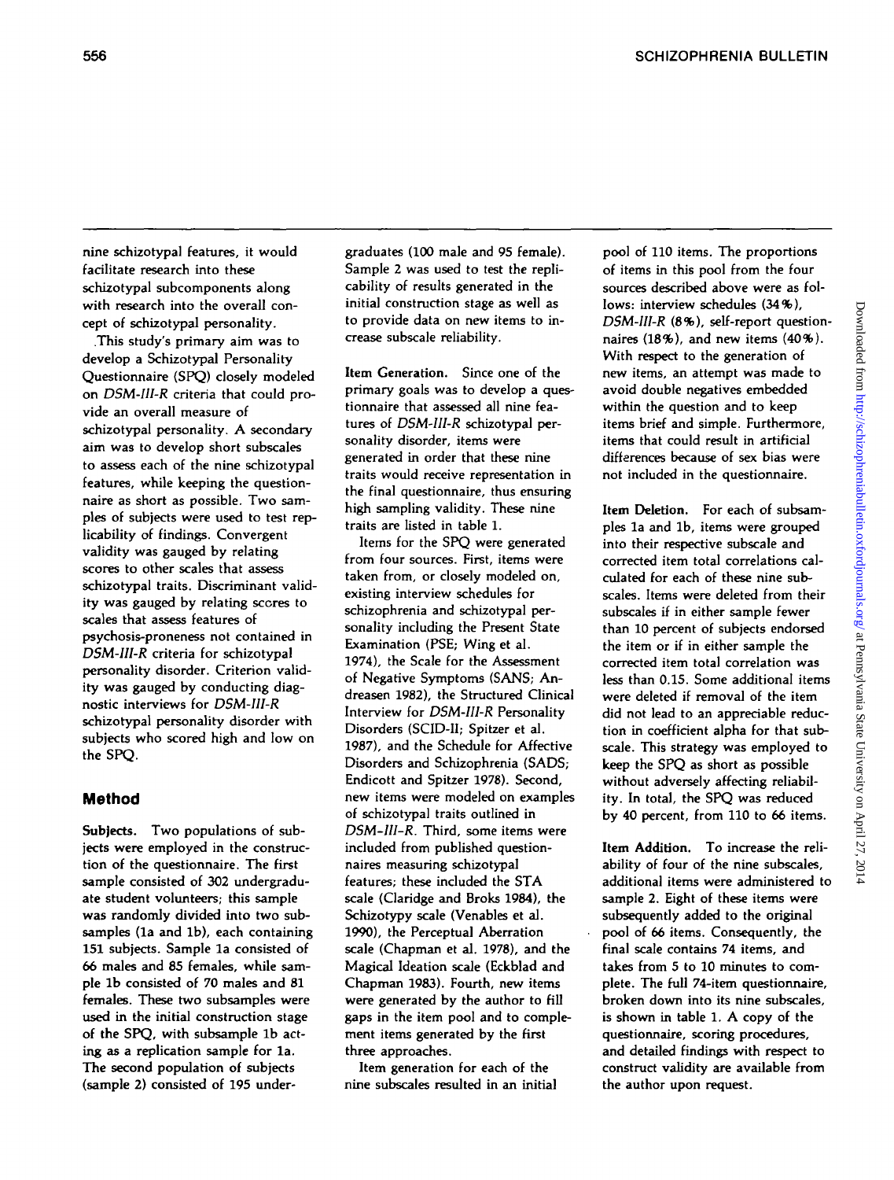nine schizotypal features, it would facilitate research into these schizotypal subcomponents along with research into the overall concept of schizotypal personality.

This study's primary aim was to develop a Schizotypal Personality Questionnaire (SPQ) closely modeled on *DSM-III-R* criteria that could provide an overall measure of schizotypal personality. A secondary aim was to develop short subscales to assess each of the nine schizotypal features, while keeping the questionnaire as short as possible. Two samples of subjects were used to test replicability of findings. Convergent validity was gauged by relating scores to other scales that assess schizotypal traits. Discriminant validity was gauged by relating scores to scales that assess features of psychosis-proneness not contained in *DSM-III-R* criteria for schizotypal personality disorder. Criterion validity was gauged by conducting diagnostic interviews for *DSM-III-R* schizotypal personality disorder with subjects who scored high and low on the SPQ.

## Method

**Subjects.** Two populations of subjects were employed in the construction of the questionnaire. The first sample consisted of 302 undergraduate student volunteers; this sample was randomly divided into two subsamples (1a and 1b), each containing 151 subjects. Sample 1a consisted of 66 males and 85 females, while sample 1b consisted of 70 males and 81 females. These two subsamples were used in the initial construction stage of the SPQ, with subsample 1b acting as a replication sample for 1a. The second population of subjects (sample 2) consisted of 195 undergraduates (100 male and 95 female). Sample 2 was used to test the replicability of results generated in the initial construction stage as well as to provide data on new items to increase subscale reliability.

**Item Generation.** Since one of the primary goals was to develop a questionnaire that assessed all nine features of *DSM-III-R* schizotypal personality disorder, items were generated in order that these nine traits would receive representation in the final questionnaire, thus ensuring high sampling validity. These nine traits are listed in table 1.

Items for the SPQ were generated from four sources. First, items were taken from, or closely modeled on, existing interview schedules for schizophrenia and schizotypal personality including the Present State Examination (PSE; Wing et al. 1974), the Scale for the Assessment of Negative Symptoms (SANS; Andreasen 1982), the Structured Clinical Interview for *DSM-III-R* Personality Disorders (SCID-II; Spitzer et al. 1987), and the Schedule for Affective Disorders and Schizophrenia (SADS; Endicott and Spitzer 1978). Second, new items were modeled on examples of schizotypal traits outlined in *DSM-III-R*. Third, some items were included from published questionnaires measuring schizotypal features; these included the STA scale (Claridge and Broks 1984), the Schizotypy scale (Venables et al. 1990), the Perceptual Aberration scale (Chapman et al. 1978), and the Magical Ideation scale (Eckblad and Chapman 1983). Fourth, new items were generated by the author to fill gaps in the item pool and to complement items generated by the first three approaches.

Item generation for each of the nine subscales resulted in an initial pool of 110 items. The proportions of items in this pool from the four sources described above were as follows: interview schedules (34%), *DSM-III-R* (8%), self-report questionnaires (18%), and new items (40%). With respect to the generation of new items, an attempt was made to avoid double negatives embedded within the question and to keep items brief and simple. Furthermore, items that could result in artificial differences because of sex bias were not included in the questionnaire.

**Item Deletion.** For each of subsamples 1a and 1b, items were grouped into their respective subscale and corrected item total correlations calculated for each of these nine subscales. Items were deleted from their subscales if in either sample fewer than 10 percent of subjects endorsed the item or if in either sample the corrected item total correlation was less than 0.15. Some additional items were deleted if removal of the item did not lead to an appreciable reduction in coefficient alpha for that subscale. This strategy was employed to keep the SPQ as short as possible without adversely affecting reliability. In total, the SPQ was reduced by 40 percent, from 110 to 66 items.

**Item Addition.** To increase the reliability of four of the nine subscales, additional items were administered to sample 2. Eight of these items were subsequently added to the original pool of 66 items. Consequently, the final scale contains 74 items, and takes from 5 to 10 minutes to complete. The full 74-item questionnaire, broken down into its nine subscales, is shown in table 1. A copy of the questionnaire, scoring procedures, and detailed findings with respect to construct validity are available from the author upon request.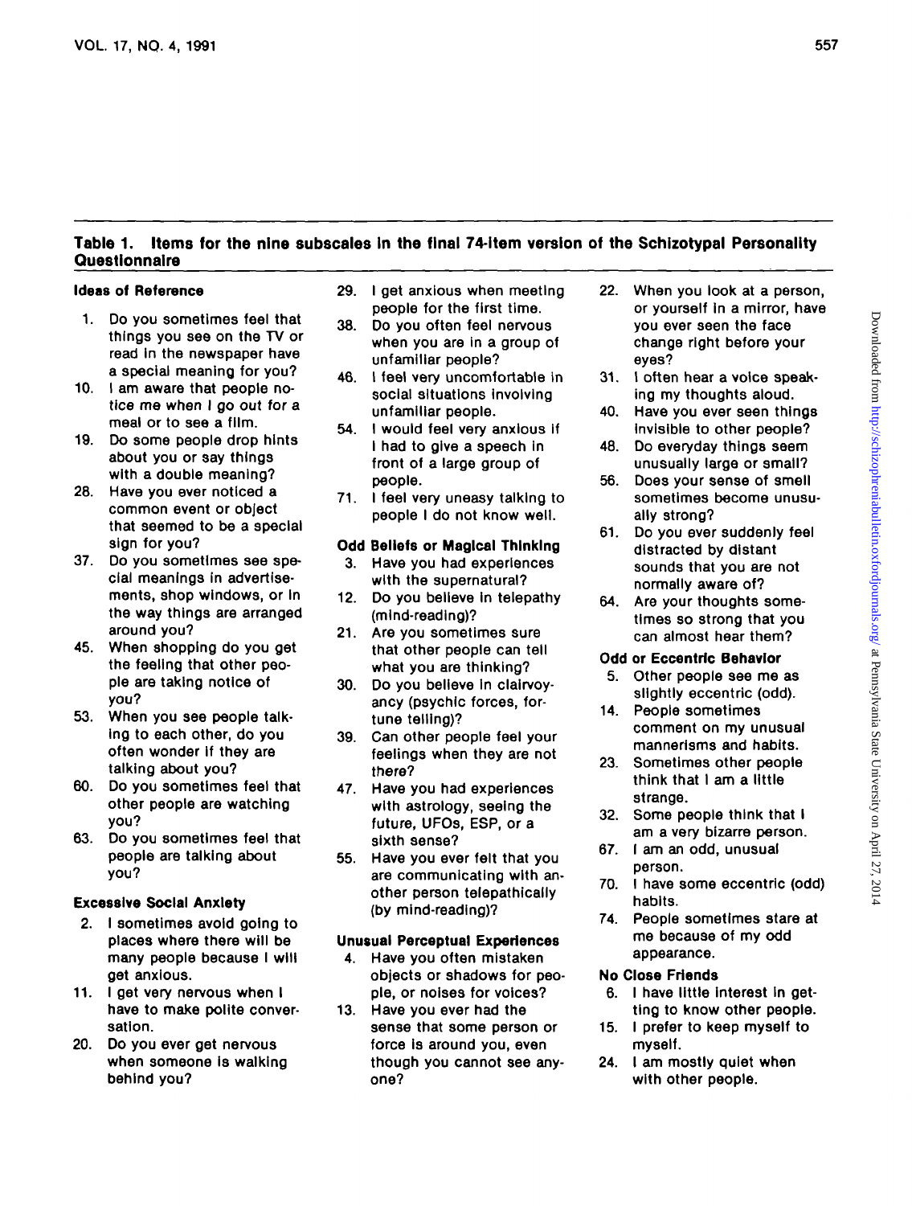**Table 1. Items for the nine subscales in the final 74-item version of the Schizotypal Personality Questionnaire**

**Ideas of Reference**

1. Do you sometimes feel that things you see on the TV or read in the newspaper have a special meaning for you?
10. I am aware that people notice me when I go out for a meal or to see a film.
19. Do some people drop hints about you or say things with a double meaning?
28. Have you ever noticed a common event or object that seemed to be a special sign for you?
37. Do you sometimes see special meanings in advertisements, shop windows, or in the way things are arranged around you?
45. When shopping do you get the feeling that other people are taking notice of you?
53. When you see people talking to each other, do you often wonder if they are talking about you?
60. Do you sometimes feel that other people are watching you?
63. Do you sometimes feel that people are talking about you?

**Excessive Social Anxiety**

2. I sometimes avoid going to places where there will be many people because I will get anxious.
11. I get very nervous when I have to make polite conversation.
20. Do you ever get nervous when someone is walking behind you?
29. I get anxious when meeting people for the first time.
38. Do you often feel nervous when you are in a group of unfamiliar people?
46. I feel very uncomfortable in social situations involving unfamiliar people.
54. I would feel very anxious if I had to give a speech in front of a large group of people.
71. I feel very uneasy talking to people I do not know well.

**Odd Beliefs or Magical Thinking**

3. Have you had experiences with the supernatural?
12. Do you believe in telepathy (mind-reading)?
21. Are you sometimes sure that other people can tell what you are thinking?
30. Do you believe in clairvoyancy (psychic forces, fortune telling)?
39. Can other people feel your feelings when they are not there?
47. Have you had experiences with astrology, seeing the future, UFOs, ESP, or a sixth sense?
55. Have you ever felt that you are communicating with another person telepathically (by mind-reading)?

**Unusual Perceptual Experiences**

4. Have you often mistaken objects or shadows for people, or noises for voices?
13. Have you ever had the sense that some person or force is around you, even though you cannot see anyone?
22. When you look at a person, or yourself in a mirror, have you ever seen the face change right before your eyes?
31. I often hear a voice speaking my thoughts aloud.
40. Have you ever seen things invisible to other people?
48. Do everyday things seem unusually large or small?
56. Does your sense of smell sometimes become unusually strong?
61. Do you ever suddenly feel distracted by distant sounds that you are not normally aware of?
64. Are your thoughts sometimes so strong that you can almost hear them?

**Odd or Eccentric Behavior**

5. Other people see me as slightly eccentric (odd).
14. People sometimes comment on my unusual mannerisms and habits.
23. Sometimes other people think that I am a little strange.
32. Some people think that I am a very bizarre person.
67. I am an odd, unusual person.
70. I have some eccentric (odd) habits.
74. People sometimes stare at me because of my odd appearance.

**No Close Friends**

6. I have little interest in getting to know other people.
15. I prefer to keep myself to myself.
24. I am mostly quiet when with other people.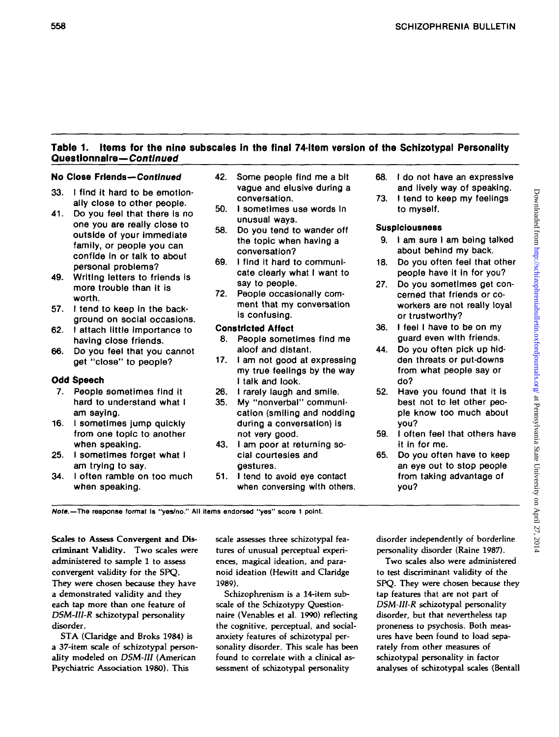**Table 1. Items for the nine subscales in the final 74-item version of the Schizotypal Personality Questionnaire—*Continued***

**No Close Friends—*Continued***

33. I find it hard to be emotionally close to other people.
41. Do you feel that there is no one you are really close to outside of your immediate family, or people you can confide in or talk to about personal problems?
49. Writing letters to friends is more trouble than it is worth.
57. I tend to keep in the background on social occasions.
62. I attach little importance to having close friends.
66. Do you feel that you cannot get "close" to people?

**Odd Speech**

7. People sometimes find it hard to understand what I am saying.
16. I sometimes jump quickly from one topic to another when speaking.
25. I sometimes forget what I am trying to say.
34. I often ramble on too much when speaking.
42. Some people find me a bit vague and elusive during a conversation.
50. I sometimes use words in unusual ways.
58. Do you tend to wander off the topic when having a conversation?
69. I find it hard to communicate clearly what I want to say to people.
72. People occasionally comment that my conversation is confusing.

**Constricted Affect**

8. People sometimes find me aloof and distant.
17. I am not good at expressing my true feelings by the way I talk and look.
26. I rarely laugh and smile.
35. My "nonverbal" communication (smiling and nodding during a conversation) is not very good.
43. I am poor at returning social courtesies and gestures.
51. I tend to avoid eye contact when conversing with others.
68. I do not have an expressive and lively way of speaking.
73. I tend to keep my feelings to myself.

**Suspiciousness**

9. I am sure I am being talked about behind my back.
18. Do you often feel that other people have it in for you?
27. Do you sometimes get concerned that friends or coworkers are not really loyal or trustworthy?
36. I feel I have to be on my guard even with friends.
44. Do you often pick up hidden threats or put-downs from what people say or do?
52. Have you found that it is best not to let other people know too much about you?
59. I often feel that others have it in for me.
65. Do you often have to keep an eye out to stop people from taking advantage of you?

*Note.*—The response format is "yes/no." All items endorsed "yes" score 1 point.

**Scales to Assess Convergent and Discriminant Validity.** Two scales were administered to sample 1 to assess convergent validity for the SPQ. They were chosen because they have a demonstrated validity and they each tap more than one feature of *DSM-III-R* schizotypal personality disorder.

STA (Claridge and Broks 1984) is a 37-item scale of schizotypal personality modeled on *DSM-III* (American Psychiatric Association 1980). This scale assesses three schizotypal features of unusual perceptual experiences, magical ideation, and paranoid ideation (Hewitt and Claridge 1989).

Schizophrenism is a 14-item subscale of the Schizotypy Questionnaire (Venables et al. 1990) reflecting the cognitive, perceptual, and social-anxiety features of schizotypal personality disorder. This scale has been found to correlate with a clinical assessment of schizotypal personality disorder independently of borderline personality disorder (Raine 1987).

Two scales also were administered to test discriminant validity of the SPQ. They were chosen because they tap features that are not part of *DSM-III-R* schizotypal personality disorder, but that nevertheless tap proneness to psychosis. Both measures have been found to load separately from other measures of schizotypal personality in factor analyses of schizotypal scales (Bentall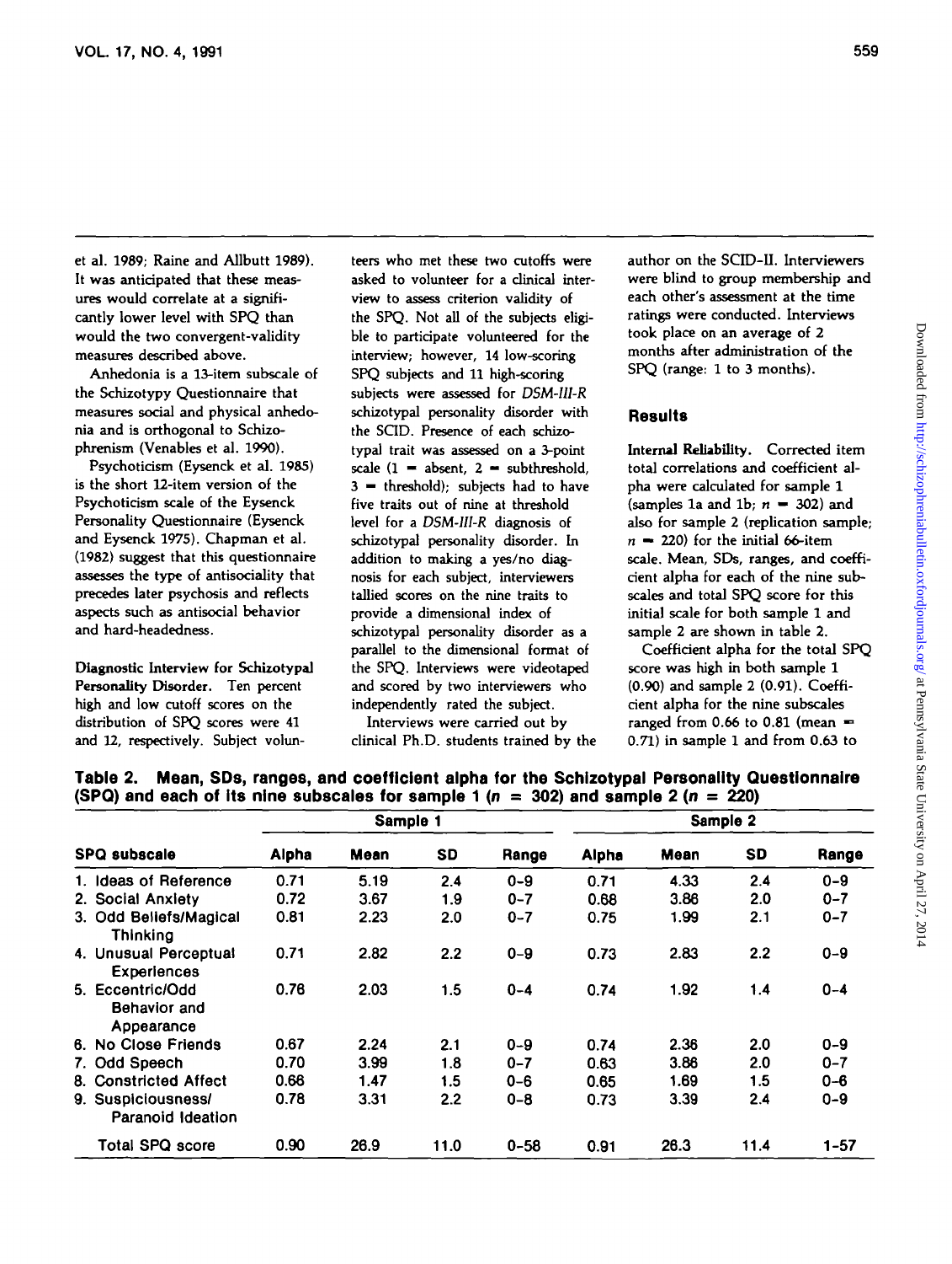et al. 1989; Raine and Allbutt 1989). It was anticipated that these measures would correlate at a significantly lower level with SPQ than would the two convergent-validity measures described above.

Anhedonia is a 13-item subscale of the Schizotypy Questionnaire that measures social and physical anhedonia and is orthogonal to Schizophrenism (Venables et al. 1990).

Psychoticism (Eysenck et al. 1985) is the short 12-item version of the Psychoticism scale of the Eysenck Personality Questionnaire (Eysenck and Eysenck 1975). Chapman et al. (1982) suggest that this questionnaire assesses the type of antisociality that precedes later psychosis and reflects aspects such as antisocial behavior and hard-headedness.

**Diagnostic Interview for Schizotypal Personality Disorder.** Ten percent high and low cutoff scores on the distribution of SPQ scores were 41 and 12, respectively. Subject volunteers who met these two cutoffs were asked to volunteer for a clinical interview to assess criterion validity of the SPQ. Not all of the subjects eligible to participate volunteered for the interview; however, 14 low-scoring SPQ subjects and 11 high-scoring subjects were assessed for *DSM-III-R* schizotypal personality disorder with the SCID. Presence of each schizotypal trait was assessed on a 3-point scale (1 = absent, 2 = subthreshold, 3 = threshold); subjects had to have five traits out of nine at threshold level for a *DSM-III-R* diagnosis of schizotypal personality disorder. In addition to making a yes/no diagnosis for each subject, interviewers tallied scores on the nine traits to provide a dimensional index of schizotypal personality disorder as a parallel to the dimensional format of the SPQ. Interviews were videotaped and scored by two interviewers who independently rated the subject.

Interviews were carried out by clinical Ph.D. students trained by the author on the SCID-II. Interviewers were blind to group membership and each other's assessment at the time ratings were conducted. Interviews took place on an average of 2 months after administration of the SPQ (range: 1 to 3 months).

## Results

**Internal Reliability.** Corrected item total correlations and coefficient alpha were calculated for sample 1 (samples 1a and 1b; $n = 302$) and also for sample 2 (replication sample; $n = 220$) for the initial 66-item scale. Mean, SDs, ranges, and coefficient alpha for each of the nine subscales and total SPQ score for this initial scale for both sample 1 and sample 2 are shown in table 2.

Coefficient alpha for the total SPQ score was high in both sample 1 (0.90) and sample 2 (0.91). Coefficient alpha for the nine subscales ranged from 0.66 to 0.81 (mean = 0.71) in sample 1 and from 0.63 to

**Table 2. Mean, SDs, ranges, and coefficient alpha for the Schizotypal Personality Questionnaire (SPQ) and each of its nine subscales for sample 1 ($n = 302$) and sample 2 ($n = 220$)**

| | Sample 1 | | | | Sample 2 | | | |
|---|---|---|---|---|---|---|---|---|
| SPQ subscale | Alpha | Mean | SD | Range | Alpha | Mean | SD | Range |
| 1. Ideas of Reference | 0.71 | 5.19 | 2.4 | 0–9 | 0.71 | 4.33 | 2.4 | 0–9 |
| 2. Social Anxiety | 0.72 | 3.67 | 1.9 | 0–7 | 0.68 | 3.86 | 2.0 | 0–7 |
| 3. Odd Beliefs/Magical Thinking | 0.81 | 2.23 | 2.0 | 0–7 | 0.75 | 1.99 | 2.1 | 0–7 |
| 4. Unusual Perceptual Experiences | 0.71 | 2.82 | 2.2 | 0–9 | 0.73 | 2.83 | 2.2 | 0–9 |
| 5. Eccentric/Odd Behavior and Appearance | 0.76 | 2.03 | 1.5 | 0–4 | 0.74 | 1.92 | 1.4 | 0–4 |
| 6. No Close Friends | 0.67 | 2.24 | 2.1 | 0–9 | 0.74 | 2.36 | 2.0 | 0–9 |
| 7. Odd Speech | 0.70 | 3.99 | 1.8 | 0–7 | 0.63 | 3.86 | 2.0 | 0–7 |
| 8. Constricted Affect | 0.66 | 1.47 | 1.5 | 0–6 | 0.65 | 1.69 | 1.5 | 0–6 |
| 9. Suspiciousness/ Paranoid Ideation | 0.78 | 3.31 | 2.2 | 0–8 | 0.73 | 3.39 | 2.4 | 0–9 |
| Total SPQ score | 0.90 | 26.9 | 11.0 | 0–58 | 0.91 | 26.3 | 11.4 | 1–57 |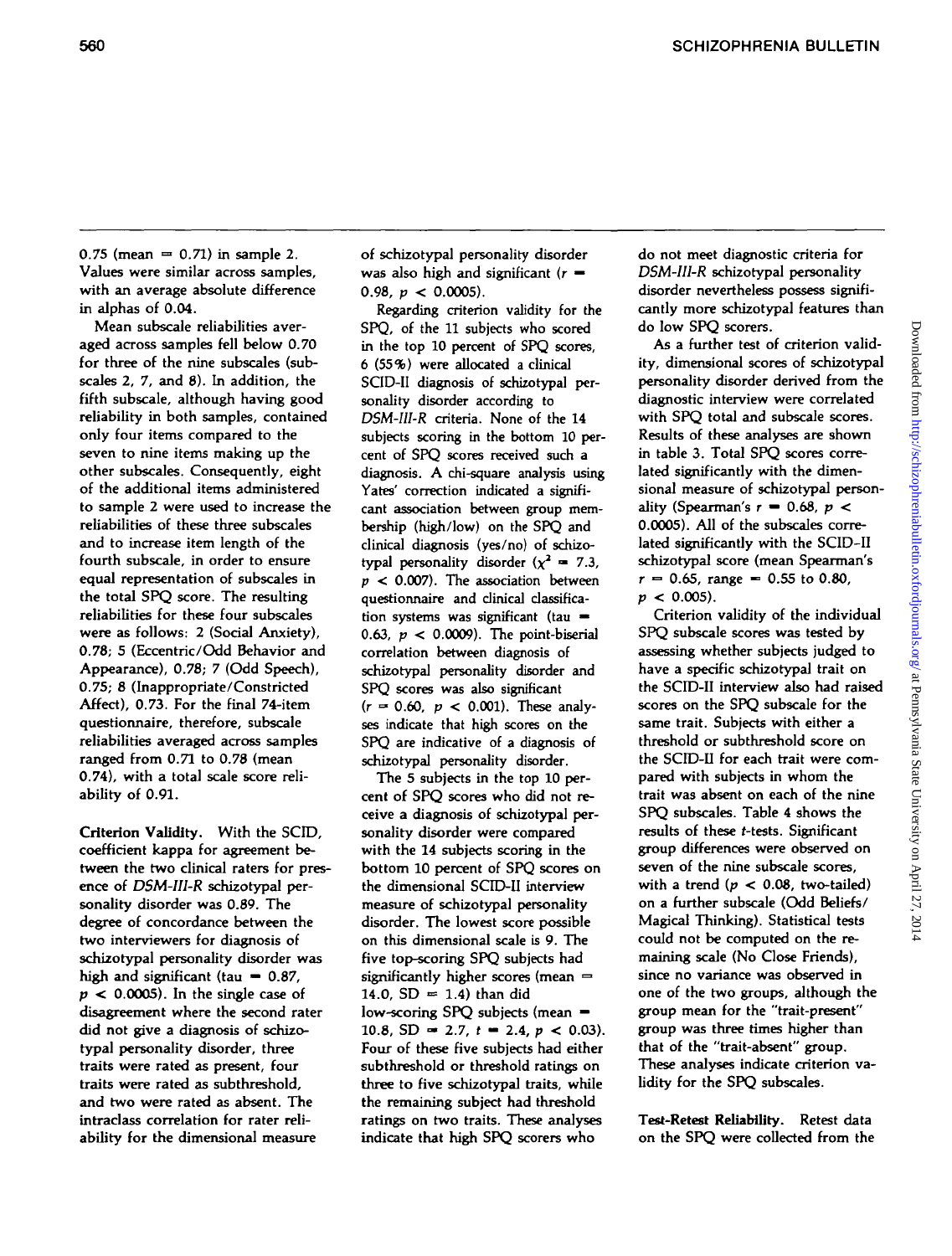0.75 (mean = 0.71) in sample 2. Values were similar across samples, with an average absolute difference in alphas of 0.04.

Mean subscale reliabilities averaged across samples fell below 0.70 for three of the nine subscales (subscales 2, 7, and 8). In addition, the fifth subscale, although having good reliability in both samples, contained only four items compared to the seven to nine items making up the other subscales. Consequently, eight of the additional items administered to sample 2 were used to increase the reliabilities of these three subscales and to increase item length of the fourth subscale, in order to ensure equal representation of subscales in the total SPQ score. The resulting reliabilities for these four subscales were as follows: 2 (Social Anxiety), 0.78; 5 (Eccentric/Odd Behavior and Appearance), 0.78; 7 (Odd Speech), 0.75; 8 (Inappropriate/Constricted Affect), 0.73. For the final 74-item questionnaire, therefore, subscale reliabilities averaged across samples ranged from 0.71 to 0.78 (mean 0.74), with a total scale score reliability of 0.91.

**Criterion Validity.** With the SCID, coefficient kappa for agreement between the two clinical raters for presence of *DSM-III-R* schizotypal personality disorder was 0.89. The degree of concordance between the two interviewers for diagnosis of schizotypal personality disorder was high and significant (tau = 0.87, $p < 0.0005$). In the single case of disagreement where the second rater did not give a diagnosis of schizotypal personality disorder, three traits were rated as present, four traits were rated as subthreshold, and two were rated as absent. The intraclass correlation for rater reliability for the dimensional measure of schizotypal personality disorder was also high and significant ($r = 0.98$, $p < 0.0005$).

Regarding criterion validity for the SPQ, of the 11 subjects who scored in the top 10 percent of SPQ scores, 6 (55%) were allocated a clinical SCID-II diagnosis of schizotypal personality disorder according to *DSM-III-R* criteria. None of the 14 subjects scoring in the bottom 10 percent of SPQ scores received such a diagnosis. A chi-square analysis using Yates' correction indicated a significant association between group membership (high/low) on the SPQ and clinical diagnosis (yes/no) of schizotypal personality disorder ($\chi^2 = 7.3$, $p < 0.007$). The association between questionnaire and clinical classification systems was significant (tau = 0.63, $p < 0.0009$). The point-biserial correlation between diagnosis of schizotypal personality disorder and SPQ scores was also significant ($r = 0.60$, $p < 0.001$). These analyses indicate that high scores on the SPQ are indicative of a diagnosis of schizotypal personality disorder.

The 5 subjects in the top 10 percent of SPQ scores who did not receive a diagnosis of schizotypal personality disorder were compared with the 14 subjects scoring in the bottom 10 percent of SPQ scores on the dimensional SCID-II interview measure of schizotypal personality disorder. The lowest score possible on this dimensional scale is 9. The five top-scoring SPQ subjects had significantly higher scores (mean = 14.0, SD = 1.4) than did low-scoring SPQ subjects (mean = 10.8, SD = 2.7, $t = 2.4$, $p < 0.03$). Four of these five subjects had either subthreshold or threshold ratings on three to five schizotypal traits, while the remaining subject had threshold ratings on two traits. These analyses indicate that high SPQ scorers who do not meet diagnostic criteria for *DSM-III-R* schizotypal personality disorder nevertheless possess significantly more schizotypal features than do low SPQ scorers.

As a further test of criterion validity, dimensional scores of schizotypal personality disorder derived from the diagnostic interview were correlated with SPQ total and subscale scores. Results of these analyses are shown in table 3. Total SPQ scores correlated significantly with the dimensional measure of schizotypal personality (Spearman's $r = 0.68$, $p < 0.0005$). All of the subscales correlated significantly with the SCID-II schizotypal score (mean Spearman's $r = 0.65$, range = 0.55 to 0.80, $p < 0.005$).

Criterion validity of the individual SPQ subscale scores was tested by assessing whether subjects judged to have a specific schizotypal trait on the SCID-II interview also had raised scores on the SPQ subscale for the same trait. Subjects with either a threshold or subthreshold score on the SCID-II for each trait were compared with subjects in whom the trait was absent on each of the nine SPQ subscales. Table 4 shows the results of these *t*-tests. Significant group differences were observed on seven of the nine subscale scores, with a trend ($p < 0.08$, two-tailed) on a further subscale (Odd Beliefs/Magical Thinking). Statistical tests could not be computed on the remaining scale (No Close Friends), since no variance was observed in one of the two groups, although the group mean for the "trait-present" group was three times higher than that of the "trait-absent" group. These analyses indicate criterion validity for the SPQ subscales.

**Test-Retest Reliability.** Retest data on the SPQ were collected from the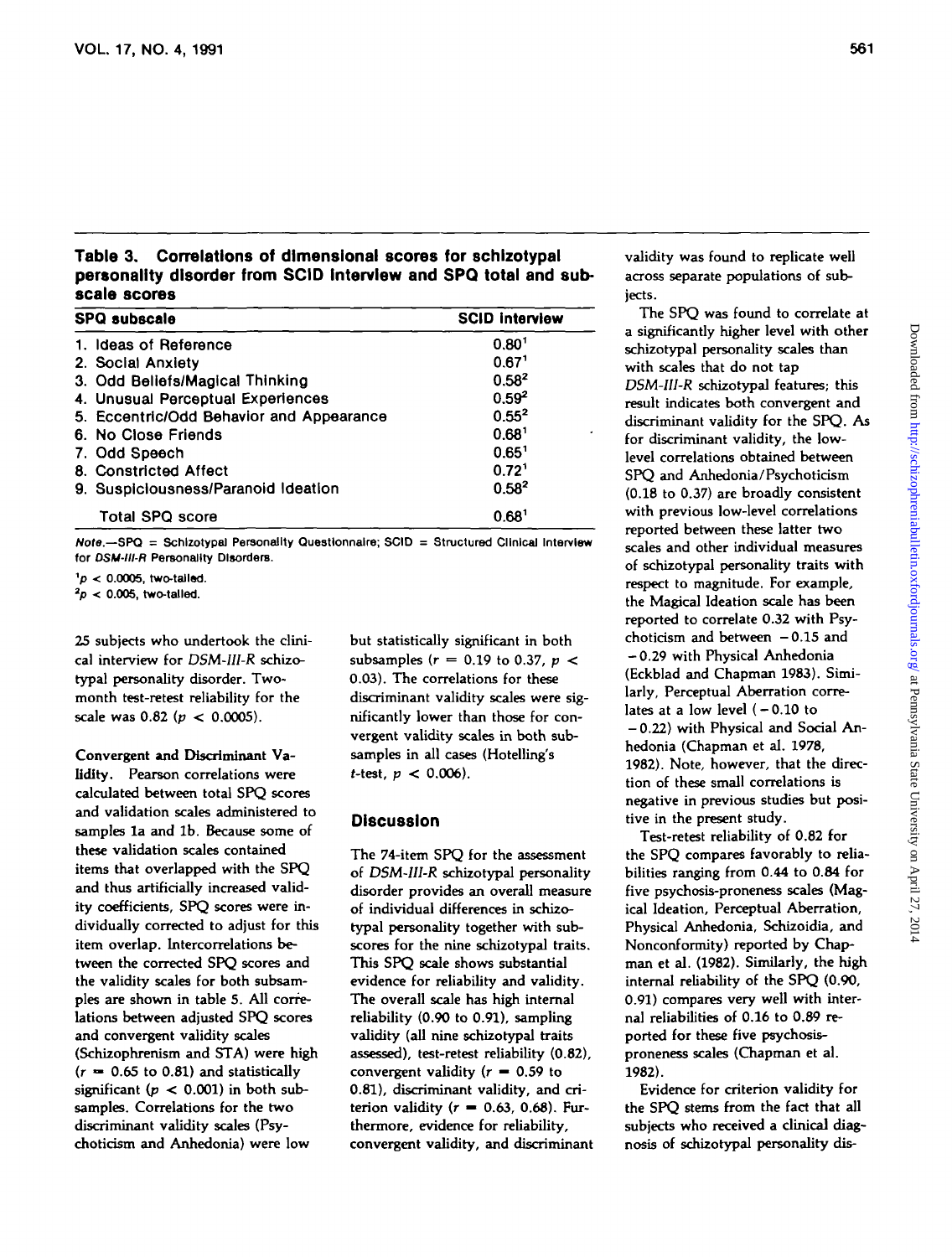**Table 3. Correlations of dimensional scores for schizotypal personality disorder from SCID interview and SPQ total and subscale scores**

| SPQ subscale | SCID interview |
|---|---|
| 1. Ideas of Reference | 0.80[1] |
| 2. Social Anxiety | 0.67[1] |
| 3. Odd Beliefs/Magical Thinking | 0.58[2] |
| 4. Unusual Perceptual Experiences | 0.59[2] |
| 5. Eccentric/Odd Behavior and Appearance | 0.55[2] |
| 6. No Close Friends | 0.68[1] |
| 7. Odd Speech | 0.65[1] |
| 8. Constricted Affect | 0.72[1] |
| 9. Suspiciousness/Paranoid Ideation | 0.58[2] |
| Total SPQ score | 0.68[1] |

*Note.*—SPQ = Schizotypal Personality Questionnaire; SCID = Structured Clinical Interview for *DSM-III-R* Personality Disorders.

[1] $p < 0.0005$, two-tailed.

[2] $p < 0.005$, two-tailed.

25 subjects who undertook the clinical interview for *DSM-III-R* schizotypal personality disorder. Two-month test-retest reliability for the scale was 0.82 ($p < 0.0005$).

**Convergent and Discriminant Validity.** Pearson correlations were calculated between total SPQ scores and validation scales administered to samples 1a and 1b. Because some of these validation scales contained items that overlapped with the SPQ and thus artificially increased validity coefficients, SPQ scores were individually corrected to adjust for this item overlap. Intercorrelations between the corrected SPQ scores and the validity scales for both subsamples are shown in table 5. All correlations between adjusted SPQ scores and convergent validity scales (Schizophrenism and STA) were high ($r = 0.65$ to 0.81) and statistically significant ($p < 0.001$) in both subsamples. Correlations for the two discriminant validity scales (Psychoticism and Anhedonia) were low but statistically significant in both subsamples ($r = 0.19$ to 0.37, $p < 0.03$). The correlations for these discriminant validity scales were significantly lower than those for convergent validity scales in both subsamples (Hotelling's $t$-test, $p < 0.006$).

## Discussion

The 74-item SPQ for the assessment of *DSM-III-R* schizotypal personality disorder provides an overall measure of individual differences in schizotypal personality together with subscores for the nine schizotypal traits. This SPQ scale shows substantial evidence for reliability and validity. The overall scale has high internal reliability (0.90 to 0.91), sampling validity (all nine schizotypal traits assessed), test-retest reliability (0.82), convergent validity ($r = 0.59$ to 0.81), discriminant validity, and criterion validity ($r = 0.63$, 0.68). Furthermore, evidence for reliability, convergent validity, and discriminant validity was found to replicate well across separate populations of subjects.

The SPQ was found to correlate at a significantly higher level with other schizotypal personality scales than with scales that do not tap *DSM-III-R* schizotypal features; this result indicates both convergent and discriminant validity for the SPQ. As for discriminant validity, the low-level correlations obtained between SPQ and Anhedonia/Psychoticism (0.18 to 0.37) are broadly consistent with previous low-level correlations reported between these latter two scales and other individual measures of schizotypal personality traits with respect to magnitude. For example, the Magical Ideation scale has been reported to correlate 0.32 with Psychoticism and between −0.15 and −0.29 with Physical Anhedonia (Eckblad and Chapman 1983). Similarly, Perceptual Aberration correlates at a low level (−0.10 to −0.22) with Physical and Social Anhedonia (Chapman et al. 1978, 1982). Note, however, that the direction of these small correlations is negative in previous studies but positive in the present study.

Test-retest reliability of 0.82 for the SPQ compares favorably to reliabilities ranging from 0.44 to 0.84 for five psychosis-proneness scales (Magical Ideation, Perceptual Aberration, Physical Anhedonia, Schizoidia, and Nonconformity) reported by Chapman et al. (1982). Similarly, the high internal reliability of the SPQ (0.90, 0.91) compares very well with internal reliabilities of 0.16 to 0.89 reported for these five psychosis-proneness scales (Chapman et al. 1982).

Evidence for criterion validity for the SPQ stems from the fact that all subjects who received a clinical diagnosis of schizotypal personality dis-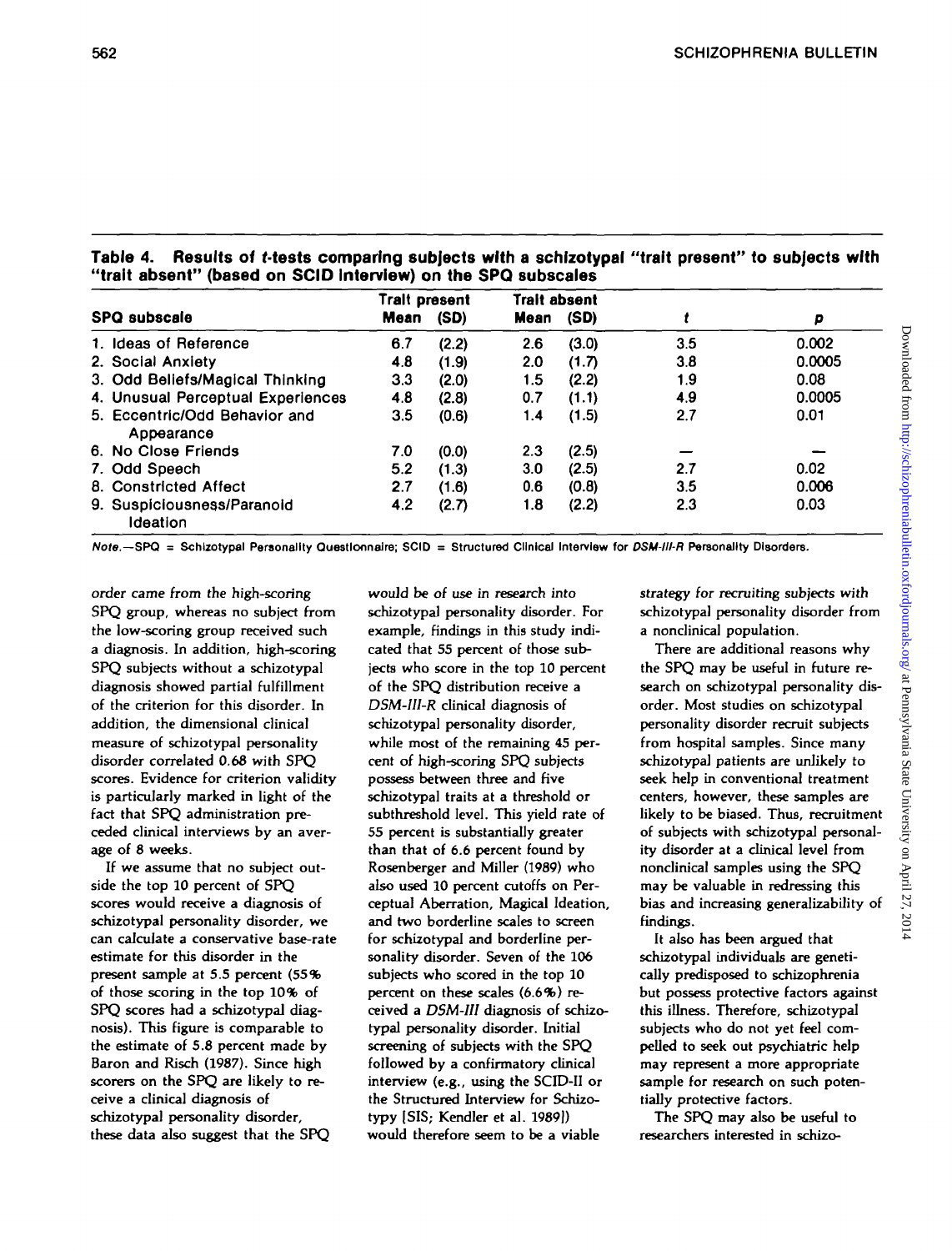**Table 4. Results of *t*-tests comparing subjects with a schizotypal "trait present" to subjects with "trait absent" (based on SCID interview) on the SPQ subscales**

| SPQ subscale | Trait present | | Trait absent | | *t* | *p* |
|---|---|---|---|---|---|---|
| | Mean | (SD) | Mean | (SD) | | |
| 1. Ideas of Reference | 6.7 | (2.2) | 2.6 | (3.0) | 3.5 | 0.002 |
| 2. Social Anxiety | 4.8 | (1.9) | 2.0 | (1.7) | 3.8 | 0.0005 |
| 3. Odd Beliefs/Magical Thinking | 3.3 | (2.0) | 1.5 | (2.2) | 1.9 | 0.08 |
| 4. Unusual Perceptual Experiences | 4.8 | (2.8) | 0.7 | (1.1) | 4.9 | 0.0005 |
| 5. Eccentric/Odd Behavior and Appearance | 3.5 | (0.6) | 1.4 | (1.5) | 2.7 | 0.01 |
| 6. No Close Friends | 7.0 | (0.0) | 2.3 | (2.5) | — | — |
| 7. Odd Speech | 5.2 | (1.3) | 3.0 | (2.5) | 2.7 | 0.02 |
| 8. Constricted Affect | 2.7 | (1.6) | 0.6 | (0.8) | 3.5 | 0.006 |
| 9. Suspiciousness/Paranoid Ideation | 4.2 | (2.7) | 1.8 | (2.2) | 2.3 | 0.03 |

*Note.*—SPQ = Schizotypal Personality Questionnaire; SCID = Structured Clinical Interview for *DSM-III-R* Personality Disorders.

order came from the high-scoring SPQ group, whereas no subject from the low-scoring group received such a diagnosis. In addition, high-scoring SPQ subjects without a schizotypal diagnosis showed partial fulfillment of the criterion for this disorder. In addition, the dimensional clinical measure of schizotypal personality disorder correlated 0.68 with SPQ scores. Evidence for criterion validity is particularly marked in light of the fact that SPQ administration preceded clinical interviews by an average of 8 weeks.

If we assume that no subject outside the top 10 percent of SPQ scores would receive a diagnosis of schizotypal personality disorder, we can calculate a conservative base-rate estimate for this disorder in the present sample at 5.5 percent (55% of those scoring in the top 10% of SPQ scores had a schizotypal diagnosis). This figure is comparable to the estimate of 5.8 percent made by Baron and Risch (1987). Since high scorers on the SPQ are likely to receive a clinical diagnosis of schizotypal personality disorder, these data also suggest that the SPQ would be of use in research into schizotypal personality disorder. For example, findings in this study indicated that 55 percent of those subjects who score in the top 10 percent of the SPQ distribution receive a *DSM-III-R* clinical diagnosis of schizotypal personality disorder, while most of the remaining 45 percent of high-scoring SPQ subjects possess between three and five schizotypal traits at a threshold or subthreshold level. This yield rate of 55 percent is substantially greater than that of 6.6 percent found by Rosenberger and Miller (1989) who also used 10 percent cutoffs on Perceptual Aberration, Magical Ideation, and two borderline scales to screen for schizotypal and borderline personality disorder. Seven of the 106 subjects who scored in the top 10 percent on these scales (6.6%) received a *DSM-III* diagnosis of schizotypal personality disorder. Initial screening of subjects with the SPQ followed by a confirmatory clinical interview (e.g., using the SCID-II or the Structured Interview for Schizotypy [SIS; Kendler et al. 1989]) would therefore seem to be a viable strategy for recruiting subjects with schizotypal personality disorder from a nonclinical population.

There are additional reasons why the SPQ may be useful in future research on schizotypal personality disorder. Most studies on schizotypal personality disorder recruit subjects from hospital samples. Since many schizotypal patients are unlikely to seek help in conventional treatment centers, however, these samples are likely to be biased. Thus, recruitment of subjects with schizotypal personality disorder at a clinical level from nonclinical samples using the SPQ may be valuable in redressing this bias and increasing generalizability of findings.

It also has been argued that schizotypal individuals are genetically predisposed to schizophrenia but possess protective factors against this illness. Therefore, schizotypal subjects who do not yet feel compelled to seek out psychiatric help may represent a more appropriate sample for research on such potentially protective factors.

The SPQ may also be useful to researchers interested in schizo-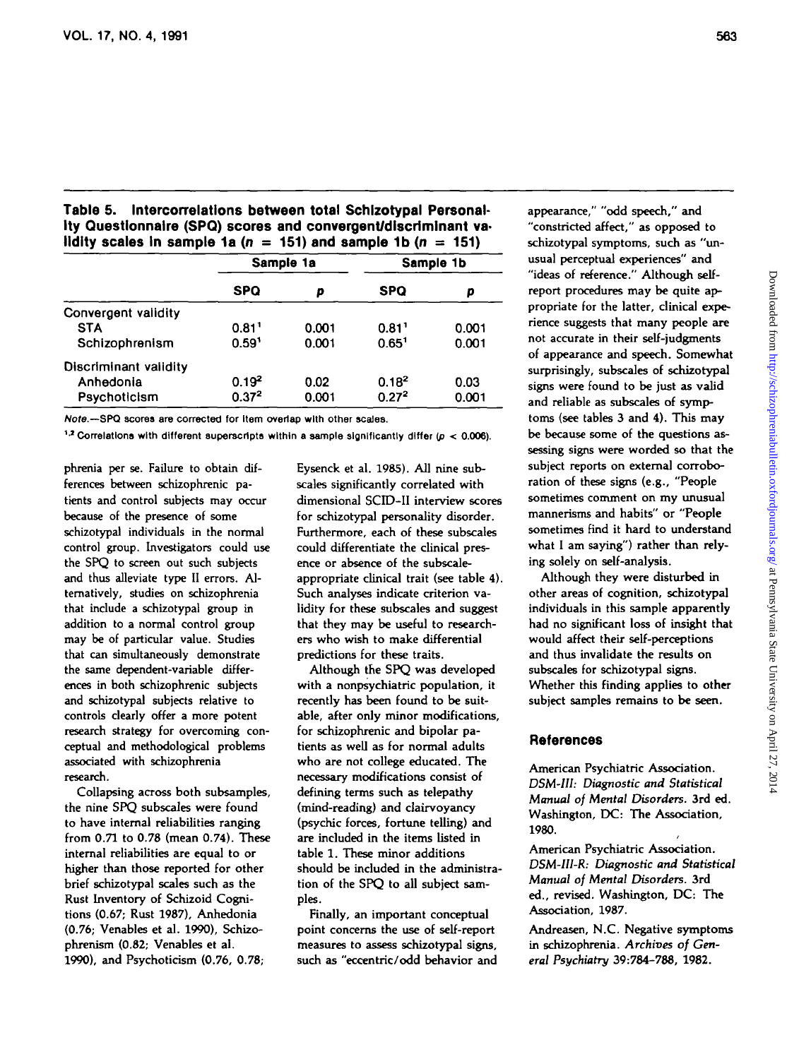**Table 5. Intercorrelations between total Schizotypal Personality Questionnaire (SPQ) scores and convergent/discriminant validity scales in sample 1a ($n$ = 151) and sample 1b ($n$ = 151)**

| | Sample 1a | | Sample 1b | |
|---|---|---|---|---|
| | SPQ | $p$ | SPQ | $p$ |
| Convergent validity | | | | |
| STA | $0.81^1$ | 0.001 | $0.81^1$ | 0.001 |
| Schizophrenism | $0.59^1$ | 0.001 | $0.65^1$ | 0.001 |
| Discriminant validity | | | | |
| Anhedonia | $0.19^2$ | 0.02 | $0.18^2$ | 0.03 |
| Psychoticism | $0.37^2$ | 0.001 | $0.27^2$ | 0.001 |

*Note.*—SPQ scores are corrected for item overlap with other scales.

[1,2] Correlations with different superscripts within a sample significantly differ ($p < 0.006$).

phrenia per se. Failure to obtain differences between schizophrenic patients and control subjects may occur because of the presence of some schizotypal individuals in the normal control group. Investigators could use the SPQ to screen out such subjects and thus alleviate type II errors. Alternatively, studies on schizophrenia that include a schizotypal group in addition to a normal control group may be of particular value. Studies that can simultaneously demonstrate the same dependent-variable differences in both schizophrenic subjects and schizotypal subjects relative to controls clearly offer a more potent research strategy for overcoming conceptual and methodological problems associated with schizophrenia research.

Collapsing across both subsamples, the nine SPQ subscales were found to have internal reliabilities ranging from 0.71 to 0.78 (mean 0.74). These internal reliabilities are equal to or higher than those reported for other brief schizotypal scales such as the Rust Inventory of Schizoid Cognitions (0.67; Rust 1987), Anhedonia (0.76; Venables et al. 1990), Schizophrenism (0.82; Venables et al. 1990), and Psychoticism (0.76, 0.78; Eysenck et al. 1985). All nine subscales significantly correlated with dimensional SCID-II interview scores for schizotypal personality disorder. Furthermore, each of these subscales could differentiate the clinical presence or absence of the subscale-appropriate clinical trait (see table 4). Such analyses indicate criterion validity for these subscales and suggest that they may be useful to researchers who wish to make differential predictions for these traits.

Although the SPQ was developed with a nonpsychiatric population, it recently has been found to be suitable, after only minor modifications, for schizophrenic and bipolar patients as well as for normal adults who are not college educated. The necessary modifications consist of defining terms such as telepathy (mind-reading) and clairvoyancy (psychic forces, fortune telling) and are included in the items listed in table 1. These minor additions should be included in the administration of the SPQ to all subject samples.

Finally, an important conceptual point concerns the use of self-report measures to assess schizotypal signs, such as "eccentric/odd behavior and appearance," "odd speech," and "constricted affect," as opposed to schizotypal symptoms, such as "unusual perceptual experiences" and "ideas of reference." Although self-report procedures may be quite appropriate for the latter, clinical experience suggests that many people are not accurate in their self-judgments of appearance and speech. Somewhat surprisingly, subscales of schizotypal signs were found to be just as valid and reliable as subscales of symptoms (see tables 3 and 4). This may be because some of the questions assessing signs were worded so that the subject reports on external corroboration of these signs (e.g., "People sometimes comment on my unusual mannerisms and habits" or "People sometimes find it hard to understand what I am saying") rather than relying solely on self-analysis.

Although they were disturbed in other areas of cognition, schizotypal individuals in this sample apparently had no significant loss of insight that would affect their self-perceptions and thus invalidate the results on subscales for schizotypal signs. Whether this finding applies to other subject samples remains to be seen.

## References

American Psychiatric Association. *DSM-III: Diagnostic and Statistical Manual of Mental Disorders.* 3rd ed. Washington, DC: The Association, 1980.

American Psychiatric Association. *DSM-III-R: Diagnostic and Statistical Manual of Mental Disorders.* 3rd ed., revised. Washington, DC: The Association, 1987.

Andreasen, N.C. Negative symptoms in schizophrenia. *Archives of General Psychiatry* 39:784–788, 1982.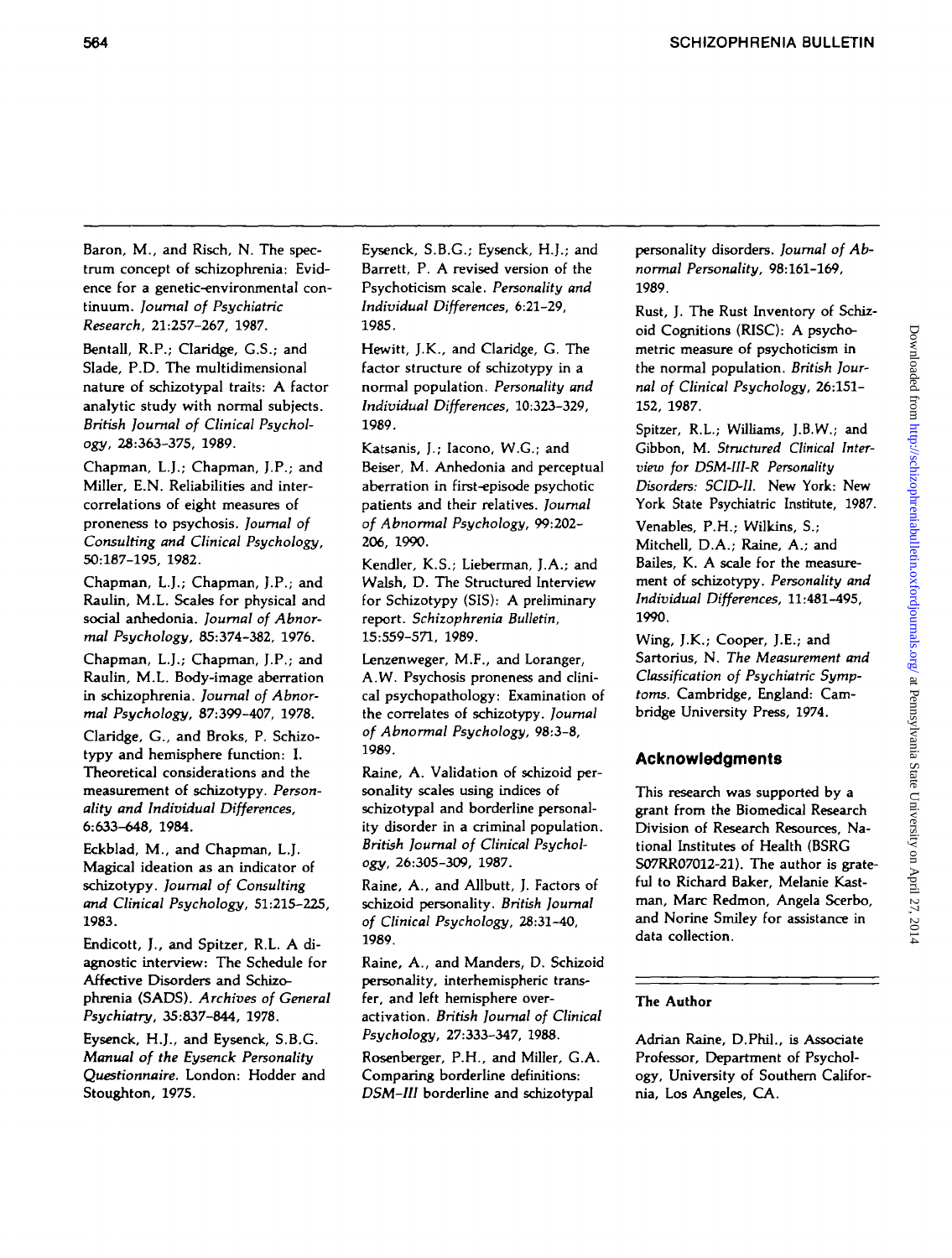Baron, M., and Risch, N. The spectrum concept of schizophrenia: Evidence for a genetic-environmental continuum. *Journal of Psychiatric Research*, 21:257–267, 1987.

Bentall, R.P.; Claridge, G.S.; and Slade, P.D. The multidimensional nature of schizotypal traits: A factor analytic study with normal subjects. *British Journal of Clinical Psychology*, 28:363–375, 1989.

Chapman, L.J.; Chapman, J.P.; and Miller, E.N. Reliabilities and intercorrelations of eight measures of proneness to psychosis. *Journal of Consulting and Clinical Psychology*, 50:187–195, 1982.

Chapman, L.J.; Chapman, J.P.; and Raulin, M.L. Scales for physical and social anhedonia. *Journal of Abnormal Psychology*, 85:374–382, 1976.

Chapman, L.J.; Chapman, J.P.; and Raulin, M.L. Body-image aberration in schizophrenia. *Journal of Abnormal Psychology*, 87:399–407, 1978.

Claridge, G., and Broks, P. Schizotypy and hemisphere function: I. Theoretical considerations and the measurement of schizotypy. *Personality and Individual Differences*, 6:633–648, 1984.

Eckblad, M., and Chapman, L.J. Magical ideation as an indicator of schizotypy. *Journal of Consulting and Clinical Psychology*, 51:215–225, 1983.

Endicott, J., and Spitzer, R.L. A diagnostic interview: The Schedule for Affective Disorders and Schizophrenia (SADS). *Archives of General Psychiatry*, 35:837–844, 1978.

Eysenck, H.J., and Eysenck, S.B.G. *Manual of the Eysenck Personality Questionnaire.* London: Hodder and Stoughton, 1975.

Eysenck, S.B.G.; Eysenck, H.J.; and Barrett, P. A revised version of the Psychoticism scale. *Personality and Individual Differences*, 6:21–29, 1985.

Hewitt, J.K., and Claridge, G. The factor structure of schizotypy in a normal population. *Personality and Individual Differences*, 10:323–329, 1989.

Katsanis, J.; Iacono, W.G.; and Beiser, M. Anhedonia and perceptual aberration in first-episode psychotic patients and their relatives. *Journal of Abnormal Psychology*, 99:202–206, 1990.

Kendler, K.S.; Lieberman, J.A.; and Walsh, D. The Structured Interview for Schizotypy (SIS): A preliminary report. *Schizophrenia Bulletin*, 15:559–571, 1989.

Lenzenweger, M.F., and Loranger, A.W. Psychosis proneness and clinical psychopathology: Examination of the correlates of schizotypy. *Journal of Abnormal Psychology*, 98:3–8, 1989.

Raine, A. Validation of schizoid personality scales using indices of schizotypal and borderline personality disorder in a criminal population. *British Journal of Clinical Psychology*, 26:305–309, 1987.

Raine, A., and Allbutt, J. Factors of schizoid personality. *British Journal of Clinical Psychology*, 28:31–40, 1989.

Raine, A., and Manders, D. Schizoid personality, interhemispheric transfer, and left hemisphere overactivation. *British Journal of Clinical Psychology*, 27:333–347, 1988.

Rosenberger, P.H., and Miller, G.A. Comparing borderline definitions: *DSM-III* borderline and schizotypal personality disorders. *Journal of Abnormal Personality*, 98:161–169, 1989.

Rust, J. The Rust Inventory of Schizoid Cognitions (RISC): A psychometric measure of psychoticism in the normal population. *British Journal of Clinical Psychology*, 26:151–152, 1987.

Spitzer, R.L.; Williams, J.B.W.; and Gibbon, M. *Structured Clinical Interview for DSM-III-R Personality Disorders: SCID-II.* New York: New York State Psychiatric Institute, 1987.

Venables, P.H.; Wilkins, S.; Mitchell, D.A.; Raine, A.; and Bailes, K. A scale for the measurement of schizotypy. *Personality and Individual Differences*, 11:481–495, 1990.

Wing, J.K.; Cooper, J.E.; and Sartorius, N. *The Measurement and Classification of Psychiatric Symptoms.* Cambridge, England: Cambridge University Press, 1974.

## Acknowledgments

This research was supported by a grant from the Biomedical Research Division of Research Resources, National Institutes of Health (BSRG S07RR07012-21). The author is grateful to Richard Baker, Melanie Kastman, Marc Redmon, Angela Scerbo, and Norine Smiley for assistance in data collection.

### The Author

Adrian Raine, D.Phil., is Associate Professor, Department of Psychology, University of Southern California, Los Angeles, CA.